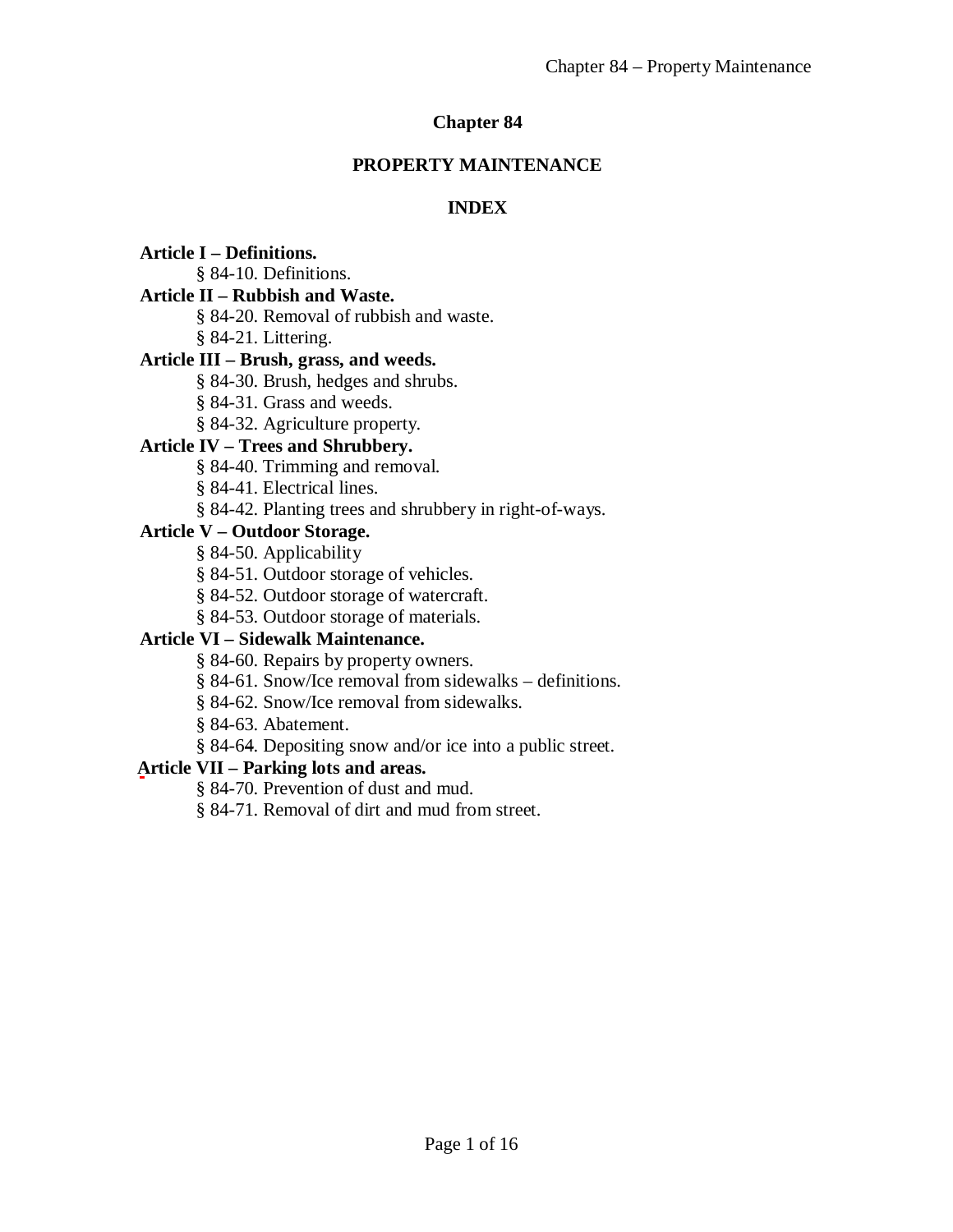# Chapter 84

## PROPERTY MAINTENANCE

### INDEX

**Article I – Definitions.**

- § 84-10. Definitions.

**Article II – Rubbish and Waste.**

- § 84-20. Removal of rubbish and waste.
- § 84-21. Littering.

**Article III – Brush, grass, and weeds.**

- § 84-30. Brush, hedges and shrubs.
- § 84-31. Grass and weeds.
- § 84-32. Agriculture property.

**Article IV – Trees and Shrubbery.**

- § 84-40. Trimming and removal.
- § 84-41. Electrical lines.
- § 84-42. Planting trees and shrubbery in right-of-ways.

**Article V – Outdoor Storage.**

- § 84-50. Applicability
- § 84-51. Outdoor storage of vehicles.
- § 84-52. Outdoor storage of watercraft.
- § 84-53. Outdoor storage of materials.

**Article VI – Sidewalk Maintenance.**

- § 84-60. Repairs by property owners.
- § 84-61. Snow/Ice removal from sidewalks – definitions.
- § 84-62. Snow/Ice removal from sidewalks.
- § 84-63. Abatement.
- § 84-64. Depositing snow and/or ice into a public street.

**Article VII – Parking lots and areas.**

- § 84-70. Prevention of dust and mud.
- § 84-71. Removal of dirt and mud from street.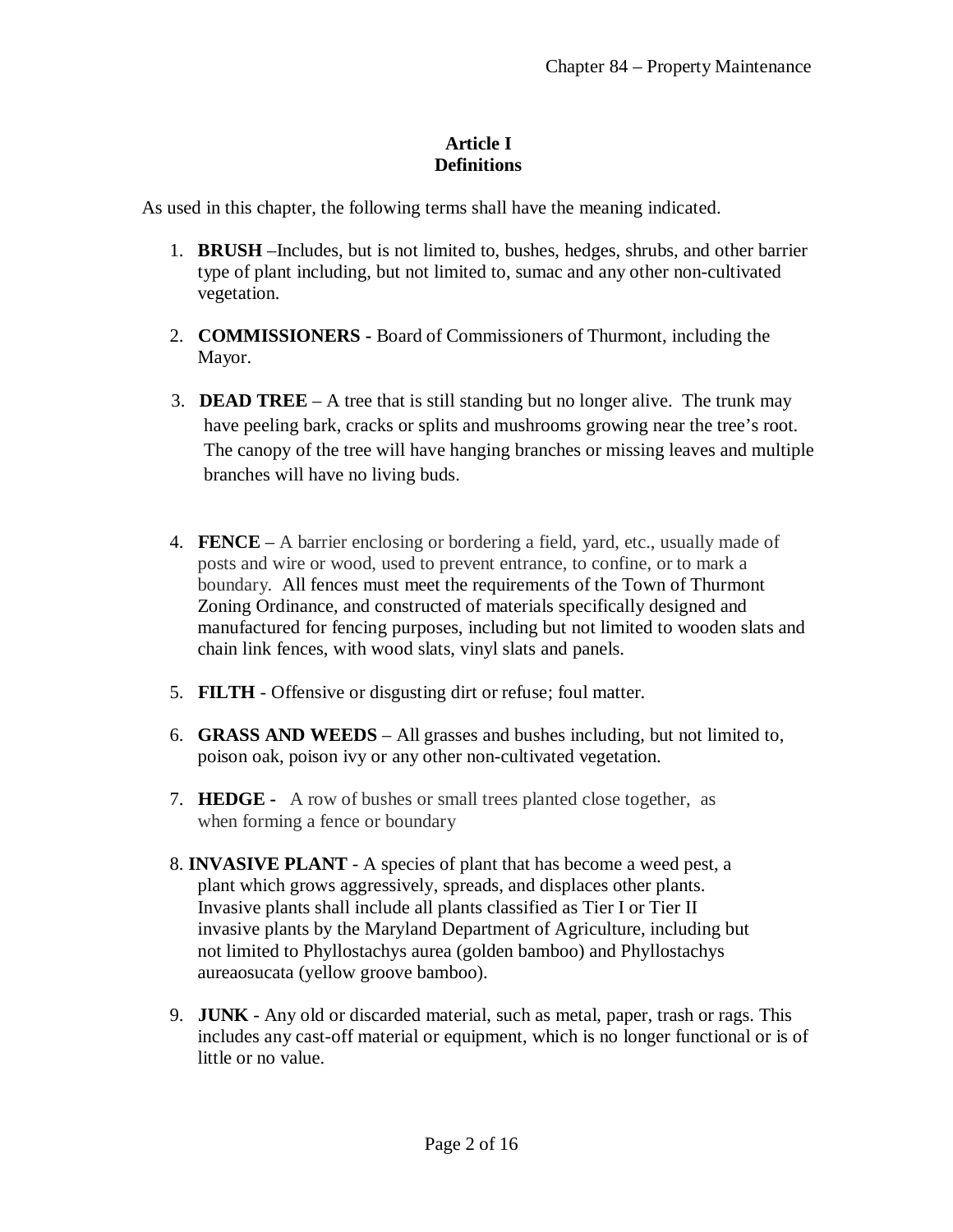# Article I
## Definitions

As used in this chapter, the following terms shall have the meaning indicated.

1. **BRUSH** –Includes, but is not limited to, bushes, hedges, shrubs, and other barrier type of plant including, but not limited to, sumac and any other non-cultivated vegetation.

2. **COMMISSIONERS -** Board of Commissioners of Thurmont, including the Mayor.

3. **DEAD TREE** – A tree that is still standing but no longer alive. The trunk may have peeling bark, cracks or splits and mushrooms growing near the tree's root. The canopy of the tree will have hanging branches or missing leaves and multiple branches will have no living buds.

4. **FENCE** – A barrier enclosing or bordering a field, yard, etc., usually made of posts and wire or wood, used to prevent entrance, to confine, or to mark a boundary. All fences must meet the requirements of the Town of Thurmont Zoning Ordinance, and constructed of materials specifically designed and manufactured for fencing purposes, including but not limited to wooden slats and chain link fences, with wood slats, vinyl slats and panels.

5. **FILTH** - Offensive or disgusting dirt or refuse; foul matter.

6. **GRASS AND WEEDS** – All grasses and bushes including, but not limited to, poison oak, poison ivy or any other non-cultivated vegetation.

7. **HEDGE -** A row of bushes or small trees planted close together, as when forming a fence or boundary

8. **INVASIVE PLANT** - A species of plant that has become a weed pest, a plant which grows aggressively, spreads, and displaces other plants. Invasive plants shall include all plants classified as Tier I or Tier II invasive plants by the Maryland Department of Agriculture, including but not limited to Phyllostachys aurea (golden bamboo) and Phyllostachys aureaosucata (yellow groove bamboo).

9. **JUNK** - Any old or discarded material, such as metal, paper, trash or rags. This includes any cast-off material or equipment, which is no longer functional or is of little or no value.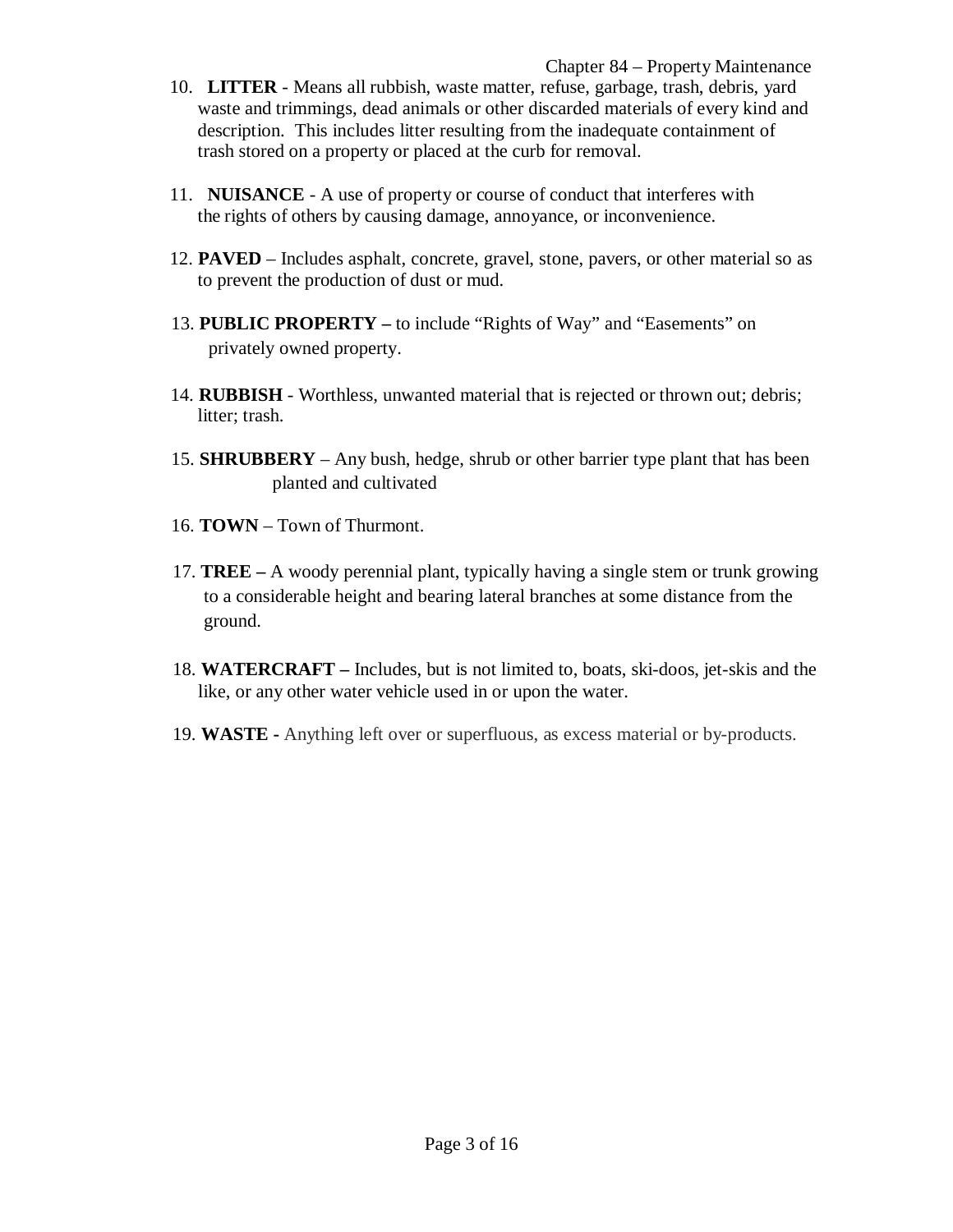10. **LITTER** - Means all rubbish, waste matter, refuse, garbage, trash, debris, yard waste and trimmings, dead animals or other discarded materials of every kind and description. This includes litter resulting from the inadequate containment of trash stored on a property or placed at the curb for removal.

11. **NUISANCE** - A use of property or course of conduct that interferes with the rights of others by causing damage, annoyance, or inconvenience.

12. **PAVED** – Includes asphalt, concrete, gravel, stone, pavers, or other material so as to prevent the production of dust or mud.

13. **PUBLIC PROPERTY –** to include "Rights of Way" and "Easements" on privately owned property.

14. **RUBBISH** - Worthless, unwanted material that is rejected or thrown out; debris; litter; trash.

15. **SHRUBBERY** – Any bush, hedge, shrub or other barrier type plant that has been planted and cultivated

16. **TOWN** – Town of Thurmont.

17. **TREE –** A woody perennial plant, typically having a single stem or trunk growing to a considerable height and bearing lateral branches at some distance from the ground.

18. **WATERCRAFT –** Includes, but is not limited to, boats, ski-doos, jet-skis and the like, or any other water vehicle used in or upon the water.

19. **WASTE -** Anything left over or superfluous, as excess material or by-products.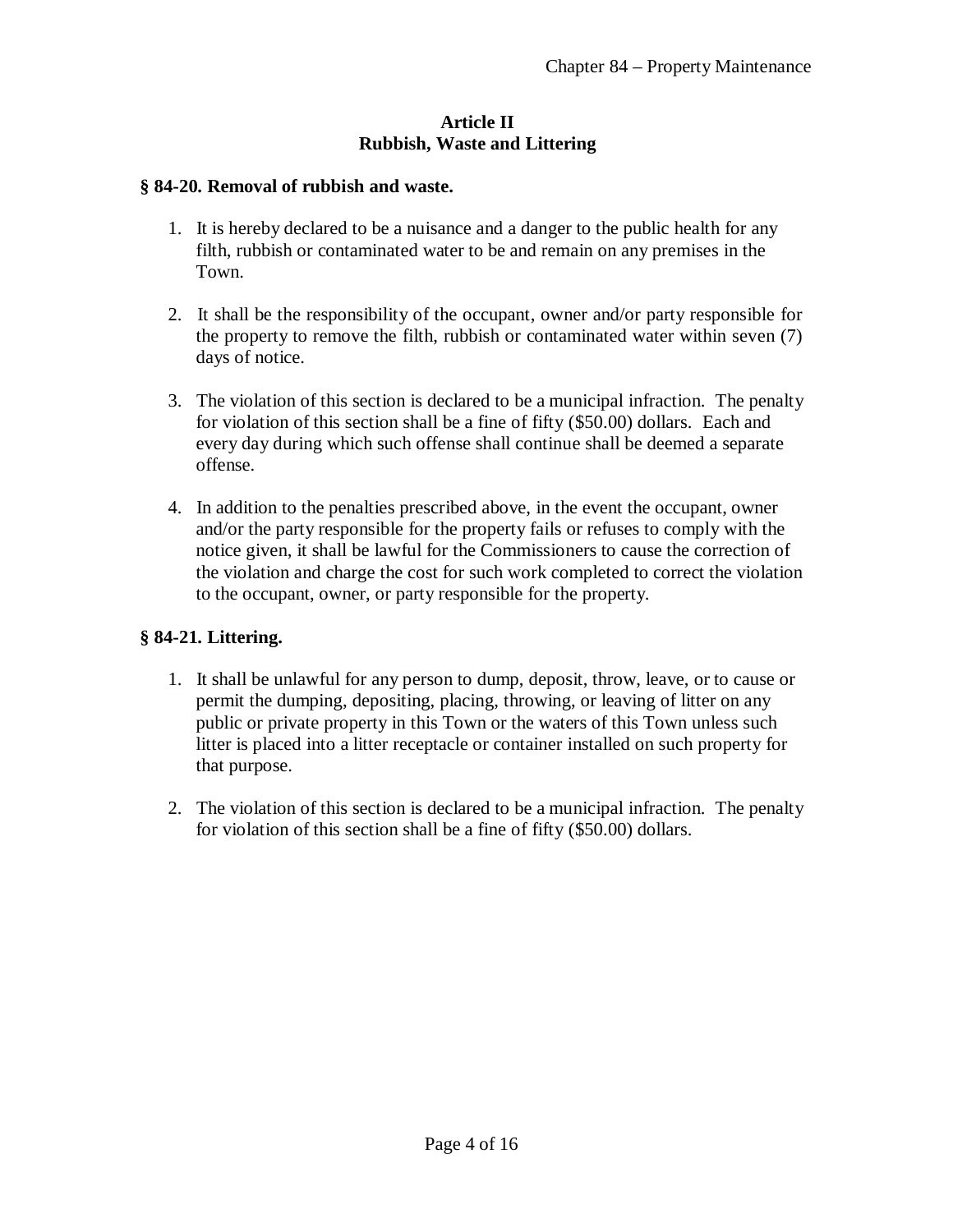## Article II
## Rubbish, Waste and Littering

### § 84-20. Removal of rubbish and waste.

1. It is hereby declared to be a nuisance and a danger to the public health for any filth, rubbish or contaminated water to be and remain on any premises in the Town.

2. It shall be the responsibility of the occupant, owner and/or party responsible for the property to remove the filth, rubbish or contaminated water within seven (7) days of notice.

3. The violation of this section is declared to be a municipal infraction. The penalty for violation of this section shall be a fine of fifty ($50.00) dollars. Each and every day during which such offense shall continue shall be deemed a separate offense.

4. In addition to the penalties prescribed above, in the event the occupant, owner and/or the party responsible for the property fails or refuses to comply with the notice given, it shall be lawful for the Commissioners to cause the correction of the violation and charge the cost for such work completed to correct the violation to the occupant, owner, or party responsible for the property.

### § 84-21. Littering.

1. It shall be unlawful for any person to dump, deposit, throw, leave, or to cause or permit the dumping, depositing, placing, throwing, or leaving of litter on any public or private property in this Town or the waters of this Town unless such litter is placed into a litter receptacle or container installed on such property for that purpose.

2. The violation of this section is declared to be a municipal infraction. The penalty for violation of this section shall be a fine of fifty ($50.00) dollars.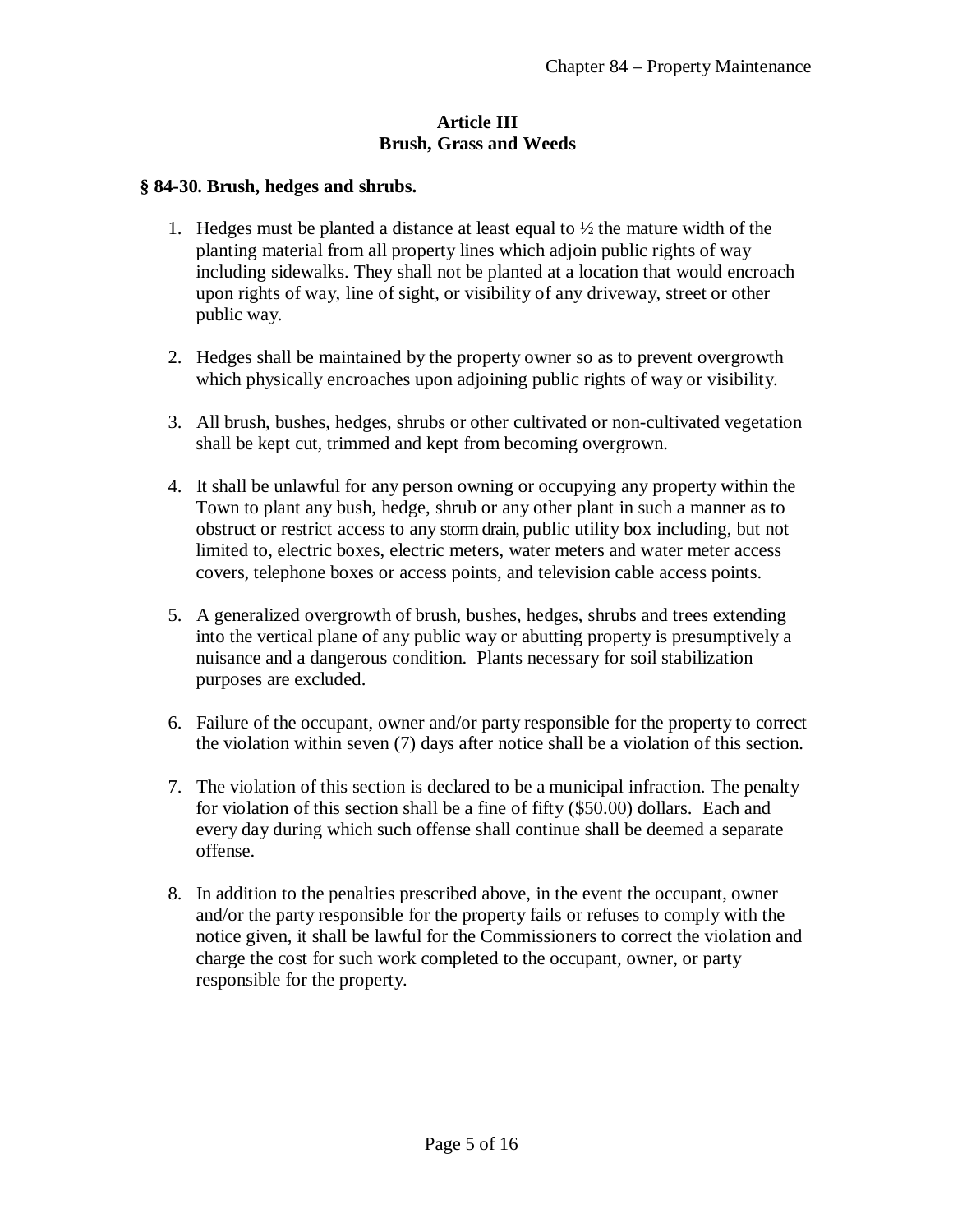## Article III
## Brush, Grass and Weeds

### § 84-30. Brush, hedges and shrubs.

1. Hedges must be planted a distance at least equal to ½ the mature width of the planting material from all property lines which adjoin public rights of way including sidewalks. They shall not be planted at a location that would encroach upon rights of way, line of sight, or visibility of any driveway, street or other public way.

2. Hedges shall be maintained by the property owner so as to prevent overgrowth which physically encroaches upon adjoining public rights of way or visibility.

3. All brush, bushes, hedges, shrubs or other cultivated or non-cultivated vegetation shall be kept cut, trimmed and kept from becoming overgrown.

4. It shall be unlawful for any person owning or occupying any property within the Town to plant any bush, hedge, shrub or any other plant in such a manner as to obstruct or restrict access to any storm drain, public utility box including, but not limited to, electric boxes, electric meters, water meters and water meter access covers, telephone boxes or access points, and television cable access points.

5. A generalized overgrowth of brush, bushes, hedges, shrubs and trees extending into the vertical plane of any public way or abutting property is presumptively a nuisance and a dangerous condition. Plants necessary for soil stabilization purposes are excluded.

6. Failure of the occupant, owner and/or party responsible for the property to correct the violation within seven (7) days after notice shall be a violation of this section.

7. The violation of this section is declared to be a municipal infraction. The penalty for violation of this section shall be a fine of fifty ($50.00) dollars. Each and every day during which such offense shall continue shall be deemed a separate offense.

8. In addition to the penalties prescribed above, in the event the occupant, owner and/or the party responsible for the property fails or refuses to comply with the notice given, it shall be lawful for the Commissioners to correct the violation and charge the cost for such work completed to the occupant, owner, or party responsible for the property.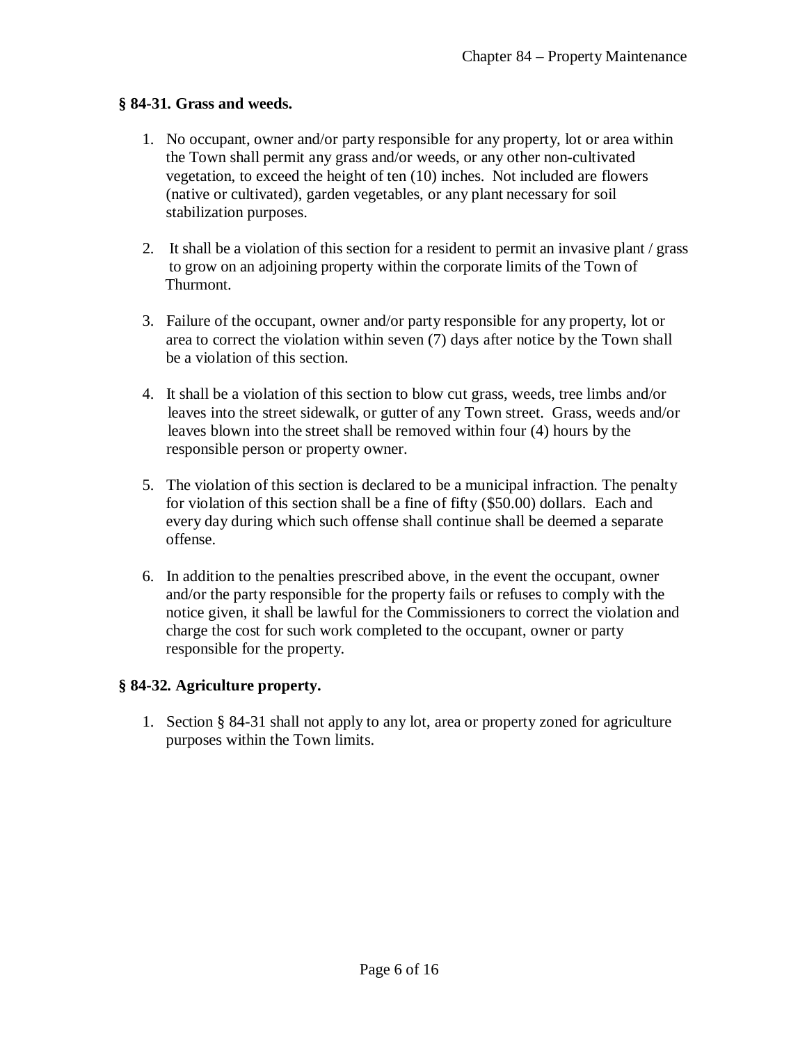### § 84-31. Grass and weeds.

1. No occupant, owner and/or party responsible for any property, lot or area within the Town shall permit any grass and/or weeds, or any other non-cultivated vegetation, to exceed the height of ten (10) inches. Not included are flowers (native or cultivated), garden vegetables, or any plant necessary for soil stabilization purposes.

2. It shall be a violation of this section for a resident to permit an invasive plant / grass to grow on an adjoining property within the corporate limits of the Town of Thurmont.

3. Failure of the occupant, owner and/or party responsible for any property, lot or area to correct the violation within seven (7) days after notice by the Town shall be a violation of this section.

4. It shall be a violation of this section to blow cut grass, weeds, tree limbs and/or leaves into the street sidewalk, or gutter of any Town street. Grass, weeds and/or leaves blown into the street shall be removed within four (4) hours by the responsible person or property owner.

5. The violation of this section is declared to be a municipal infraction. The penalty for violation of this section shall be a fine of fifty ($50.00) dollars. Each and every day during which such offense shall continue shall be deemed a separate offense.

6. In addition to the penalties prescribed above, in the event the occupant, owner and/or the party responsible for the property fails or refuses to comply with the notice given, it shall be lawful for the Commissioners to correct the violation and charge the cost for such work completed to the occupant, owner or party responsible for the property.

### § 84-32. Agriculture property.

1. Section § 84-31 shall not apply to any lot, area or property zoned for agriculture purposes within the Town limits.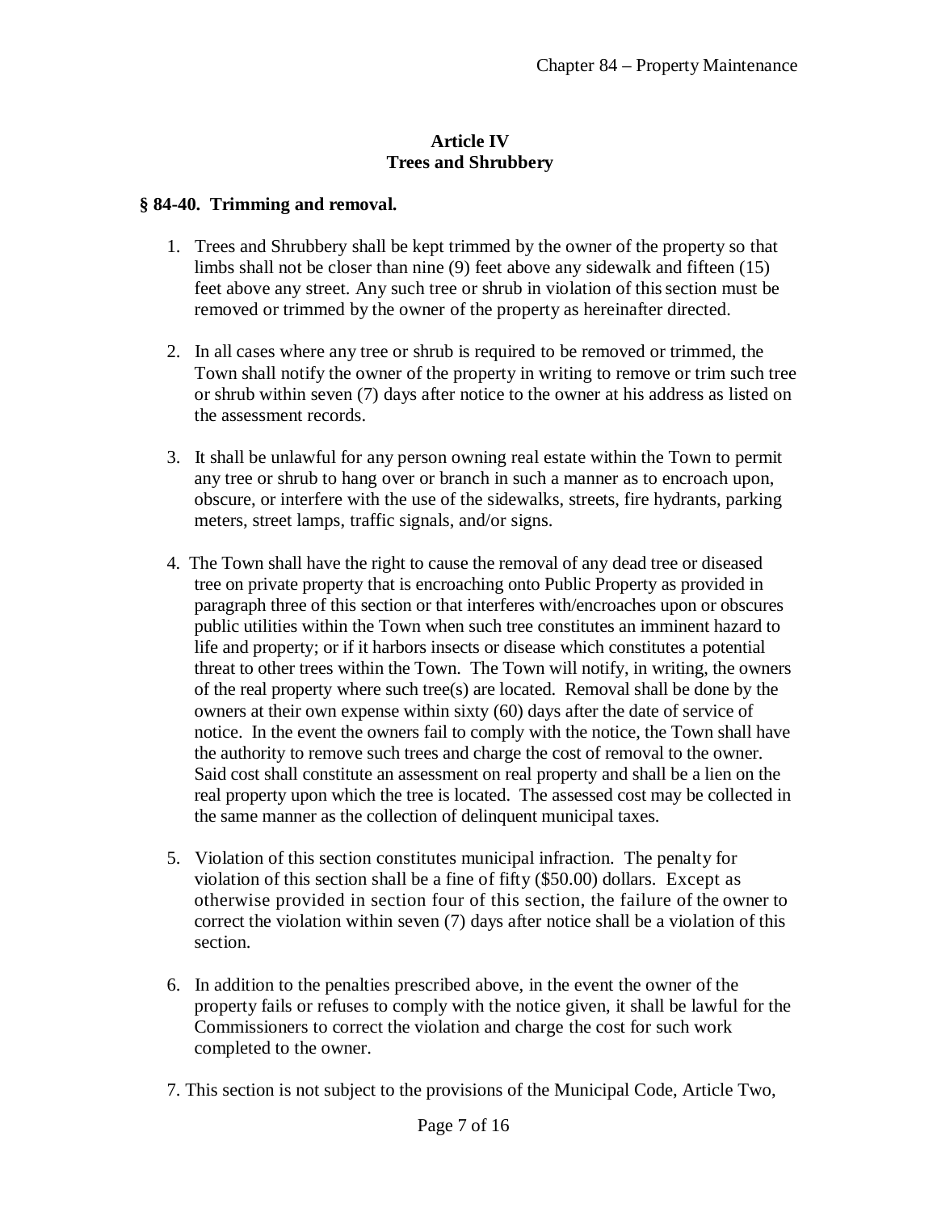## Article IV
## Trees and Shrubbery

### § 84-40. Trimming and removal.

1. Trees and Shrubbery shall be kept trimmed by the owner of the property so that limbs shall not be closer than nine (9) feet above any sidewalk and fifteen (15) feet above any street. Any such tree or shrub in violation of this section must be removed or trimmed by the owner of the property as hereinafter directed.

2. In all cases where any tree or shrub is required to be removed or trimmed, the Town shall notify the owner of the property in writing to remove or trim such tree or shrub within seven (7) days after notice to the owner at his address as listed on the assessment records.

3. It shall be unlawful for any person owning real estate within the Town to permit any tree or shrub to hang over or branch in such a manner as to encroach upon, obscure, or interfere with the use of the sidewalks, streets, fire hydrants, parking meters, street lamps, traffic signals, and/or signs.

4. The Town shall have the right to cause the removal of any dead tree or diseased tree on private property that is encroaching onto Public Property as provided in paragraph three of this section or that interferes with/encroaches upon or obscures public utilities within the Town when such tree constitutes an imminent hazard to life and property; or if it harbors insects or disease which constitutes a potential threat to other trees within the Town. The Town will notify, in writing, the owners of the real property where such tree(s) are located. Removal shall be done by the owners at their own expense within sixty (60) days after the date of service of notice. In the event the owners fail to comply with the notice, the Town shall have the authority to remove such trees and charge the cost of removal to the owner. Said cost shall constitute an assessment on real property and shall be a lien on the real property upon which the tree is located. The assessed cost may be collected in the same manner as the collection of delinquent municipal taxes.

5. Violation of this section constitutes municipal infraction. The penalty for violation of this section shall be a fine of fifty ($50.00) dollars. Except as otherwise provided in section four of this section, the failure of the owner to correct the violation within seven (7) days after notice shall be a violation of this section.

6. In addition to the penalties prescribed above, in the event the owner of the property fails or refuses to comply with the notice given, it shall be lawful for the Commissioners to correct the violation and charge the cost for such work completed to the owner.

7. This section is not subject to the provisions of the Municipal Code, Article Two,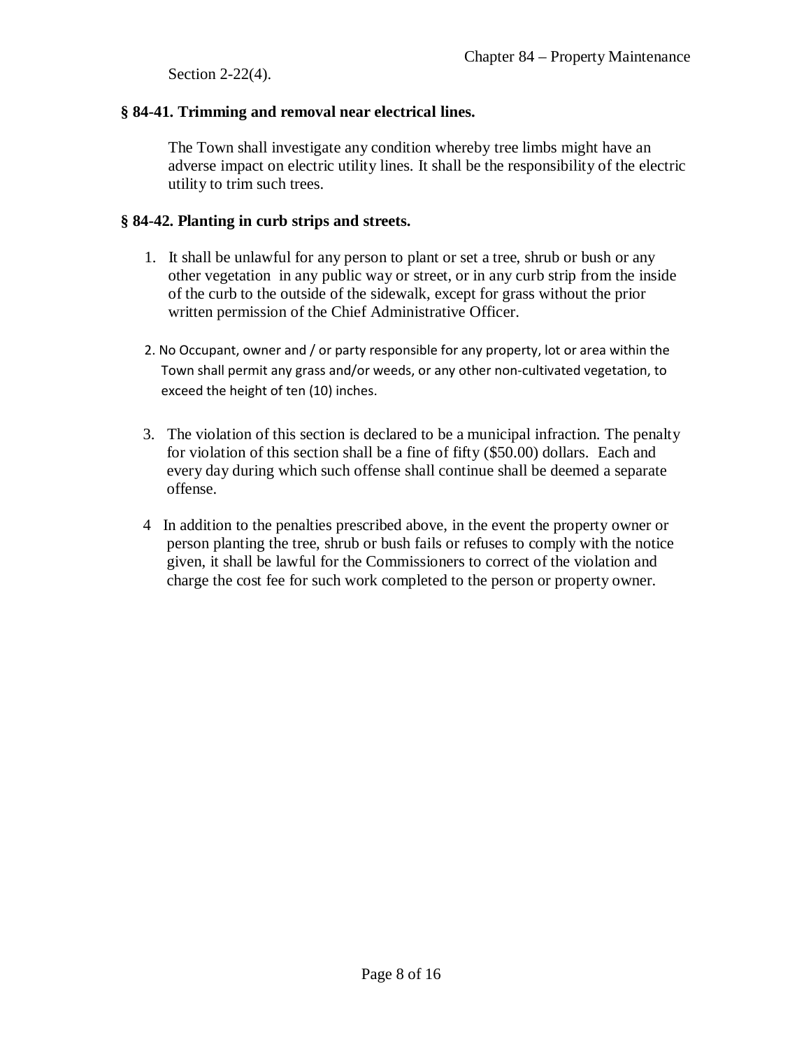Section 2-22(4).

### § 84-41. Trimming and removal near electrical lines.

The Town shall investigate any condition whereby tree limbs might have an adverse impact on electric utility lines. It shall be the responsibility of the electric utility to trim such trees.

### § 84-42. Planting in curb strips and streets.

1. It shall be unlawful for any person to plant or set a tree, shrub or bush or any other vegetation in any public way or street, or in any curb strip from the inside of the curb to the outside of the sidewalk, except for grass without the prior written permission of the Chief Administrative Officer.

2. No Occupant, owner and / or party responsible for any property, lot or area within the Town shall permit any grass and/or weeds, or any other non-cultivated vegetation, to exceed the height of ten (10) inches.

3. The violation of this section is declared to be a municipal infraction. The penalty for violation of this section shall be a fine of fifty ($50.00) dollars. Each and every day during which such offense shall continue shall be deemed a separate offense.

4 In addition to the penalties prescribed above, in the event the property owner or person planting the tree, shrub or bush fails or refuses to comply with the notice given, it shall be lawful for the Commissioners to correct of the violation and charge the cost fee for such work completed to the person or property owner.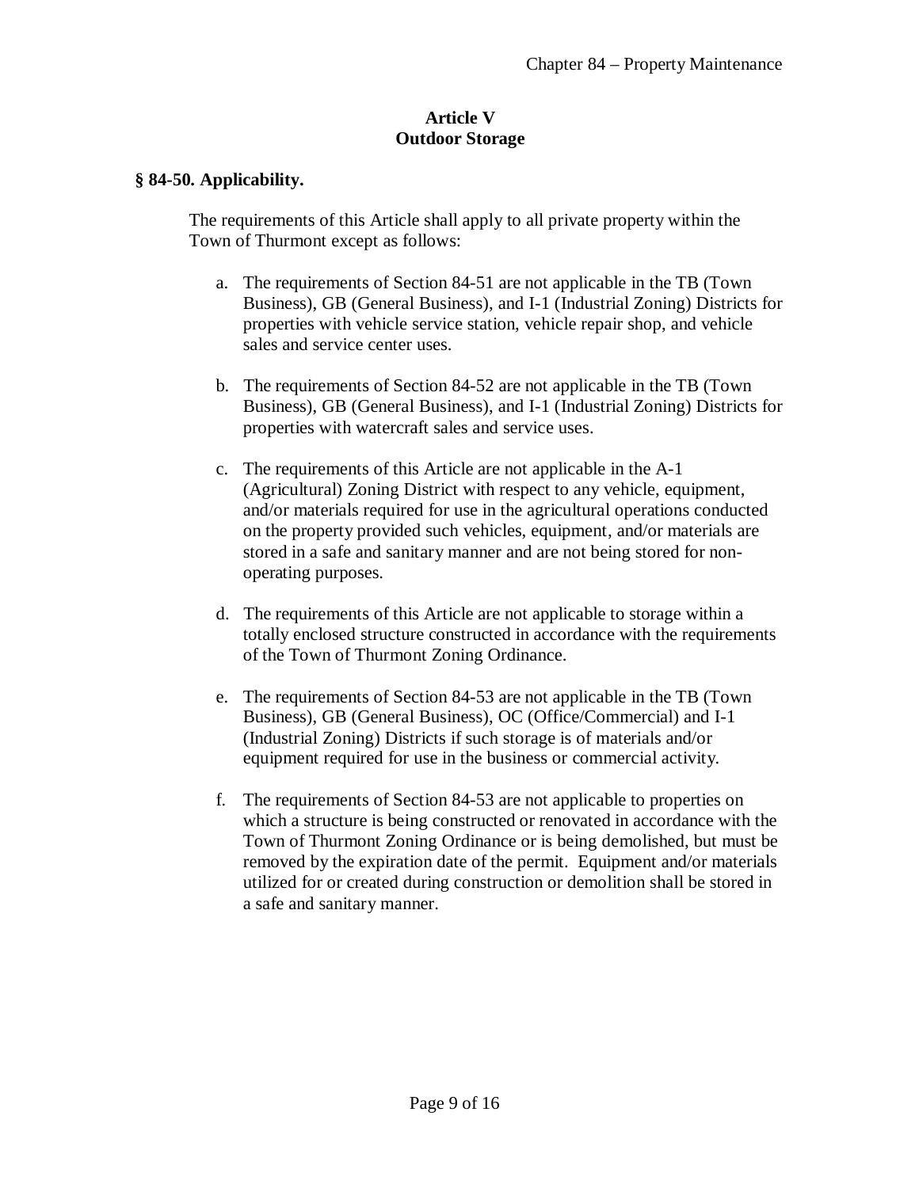# Article V
# Outdoor Storage

## § 84-50. Applicability.

The requirements of this Article shall apply to all private property within the Town of Thurmont except as follows:

a. The requirements of Section 84-51 are not applicable in the TB (Town Business), GB (General Business), and I-1 (Industrial Zoning) Districts for properties with vehicle service station, vehicle repair shop, and vehicle sales and service center uses.

b. The requirements of Section 84-52 are not applicable in the TB (Town Business), GB (General Business), and I-1 (Industrial Zoning) Districts for properties with watercraft sales and service uses.

c. The requirements of this Article are not applicable in the A-1 (Agricultural) Zoning District with respect to any vehicle, equipment, and/or materials required for use in the agricultural operations conducted on the property provided such vehicles, equipment, and/or materials are stored in a safe and sanitary manner and are not being stored for non-operating purposes.

d. The requirements of this Article are not applicable to storage within a totally enclosed structure constructed in accordance with the requirements of the Town of Thurmont Zoning Ordinance.

e. The requirements of Section 84-53 are not applicable in the TB (Town Business), GB (General Business), OC (Office/Commercial) and I-1 (Industrial Zoning) Districts if such storage is of materials and/or equipment required for use in the business or commercial activity.

f. The requirements of Section 84-53 are not applicable to properties on which a structure is being constructed or renovated in accordance with the Town of Thurmont Zoning Ordinance or is being demolished, but must be removed by the expiration date of the permit. Equipment and/or materials utilized for or created during construction or demolition shall be stored in a safe and sanitary manner.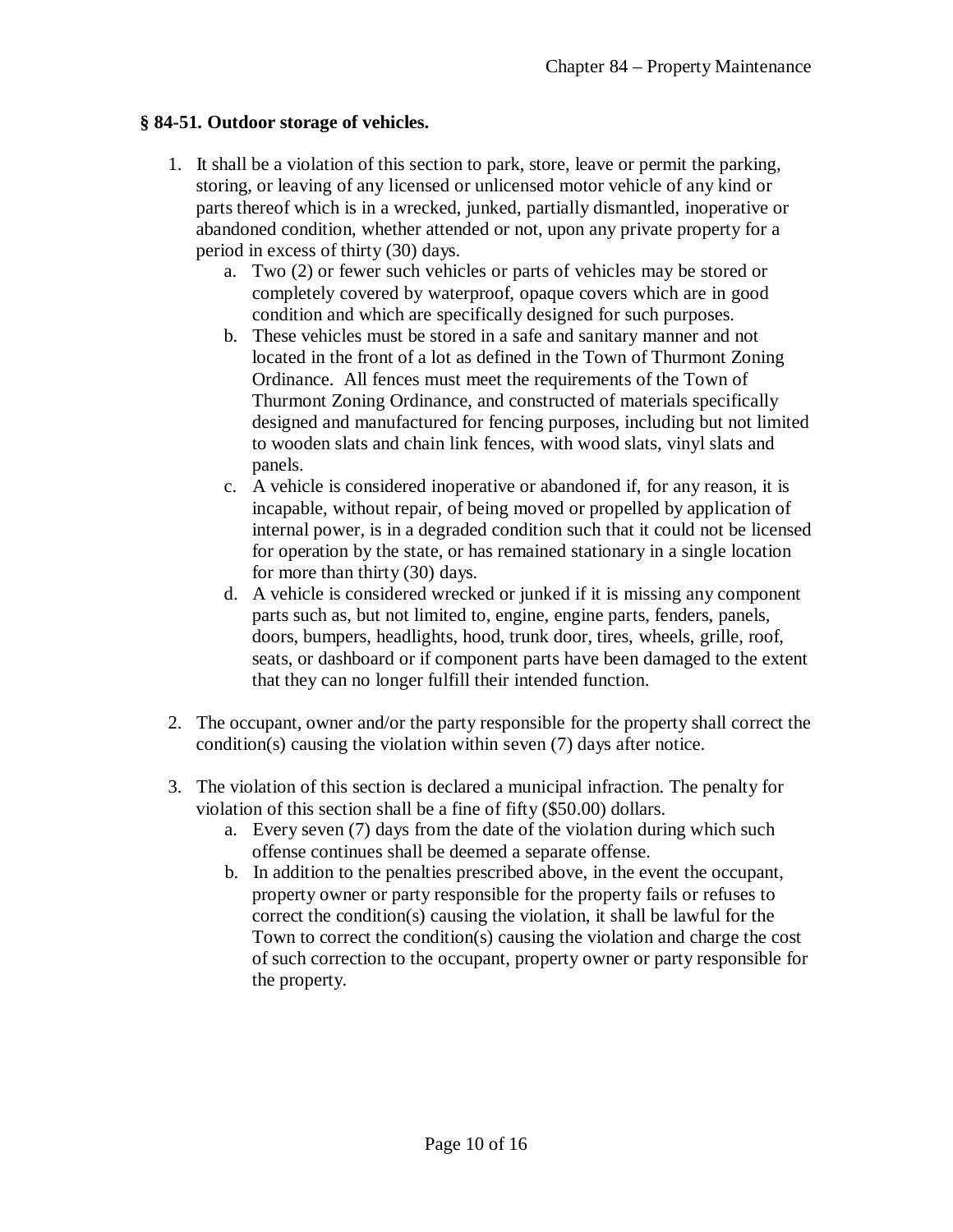### § 84-51. Outdoor storage of vehicles.

1. It shall be a violation of this section to park, store, leave or permit the parking, storing, or leaving of any licensed or unlicensed motor vehicle of any kind or parts thereof which is in a wrecked, junked, partially dismantled, inoperative or abandoned condition, whether attended or not, upon any private property for a period in excess of thirty (30) days.
   a. Two (2) or fewer such vehicles or parts of vehicles may be stored or completely covered by waterproof, opaque covers which are in good condition and which are specifically designed for such purposes.
   b. These vehicles must be stored in a safe and sanitary manner and not located in the front of a lot as defined in the Town of Thurmont Zoning Ordinance. All fences must meet the requirements of the Town of Thurmont Zoning Ordinance, and constructed of materials specifically designed and manufactured for fencing purposes, including but not limited to wooden slats and chain link fences, with wood slats, vinyl slats and panels.
   c. A vehicle is considered inoperative or abandoned if, for any reason, it is incapable, without repair, of being moved or propelled by application of internal power, is in a degraded condition such that it could not be licensed for operation by the state, or has remained stationary in a single location for more than thirty (30) days.
   d. A vehicle is considered wrecked or junked if it is missing any component parts such as, but not limited to, engine, engine parts, fenders, panels, doors, bumpers, headlights, hood, trunk door, tires, wheels, grille, roof, seats, or dashboard or if component parts have been damaged to the extent that they can no longer fulfill their intended function.

2. The occupant, owner and/or the party responsible for the property shall correct the condition(s) causing the violation within seven (7) days after notice.

3. The violation of this section is declared a municipal infraction. The penalty for violation of this section shall be a fine of fifty ($50.00) dollars.
   a. Every seven (7) days from the date of the violation during which such offense continues shall be deemed a separate offense.
   b. In addition to the penalties prescribed above, in the event the occupant, property owner or party responsible for the property fails or refuses to correct the condition(s) causing the violation, it shall be lawful for the Town to correct the condition(s) causing the violation and charge the cost of such correction to the occupant, property owner or party responsible for the property.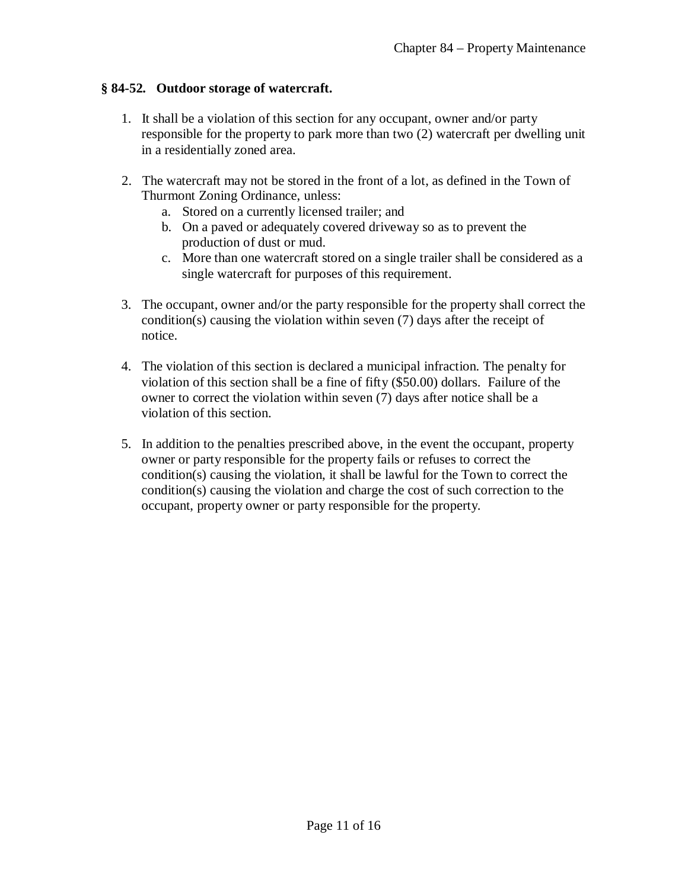### § 84-52. Outdoor storage of watercraft.

1. It shall be a violation of this section for any occupant, owner and/or party responsible for the property to park more than two (2) watercraft per dwelling unit in a residentially zoned area.

2. The watercraft may not be stored in the front of a lot, as defined in the Town of Thurmont Zoning Ordinance, unless:
   a. Stored on a currently licensed trailer; and
   b. On a paved or adequately covered driveway so as to prevent the production of dust or mud.
   c. More than one watercraft stored on a single trailer shall be considered as a single watercraft for purposes of this requirement.

3. The occupant, owner and/or the party responsible for the property shall correct the condition(s) causing the violation within seven (7) days after the receipt of notice.

4. The violation of this section is declared a municipal infraction. The penalty for violation of this section shall be a fine of fifty ($50.00) dollars. Failure of the owner to correct the violation within seven (7) days after notice shall be a violation of this section.

5. In addition to the penalties prescribed above, in the event the occupant, property owner or party responsible for the property fails or refuses to correct the condition(s) causing the violation, it shall be lawful for the Town to correct the condition(s) causing the violation and charge the cost of such correction to the occupant, property owner or party responsible for the property.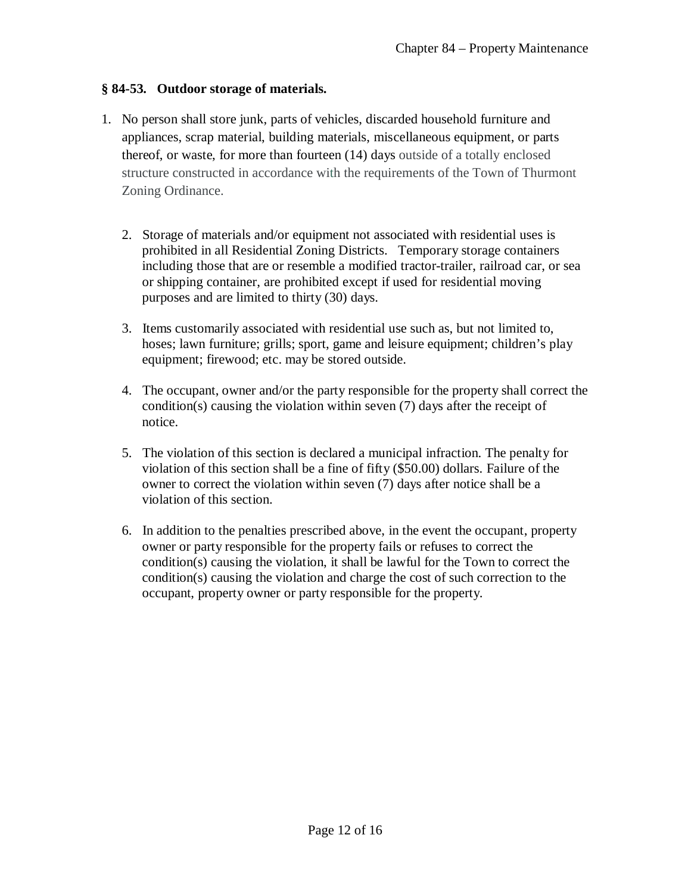**§ 84-53. Outdoor storage of materials.**

1. No person shall store junk, parts of vehicles, discarded household furniture and appliances, scrap material, building materials, miscellaneous equipment, or parts thereof, or waste, for more than fourteen (14) days outside of a totally enclosed structure constructed in accordance with the requirements of the Town of Thurmont Zoning Ordinance.

2. Storage of materials and/or equipment not associated with residential uses is prohibited in all Residential Zoning Districts. Temporary storage containers including those that are or resemble a modified tractor-trailer, railroad car, or sea or shipping container, are prohibited except if used for residential moving purposes and are limited to thirty (30) days.

3. Items customarily associated with residential use such as, but not limited to, hoses; lawn furniture; grills; sport, game and leisure equipment; children's play equipment; firewood; etc. may be stored outside.

4. The occupant, owner and/or the party responsible for the property shall correct the condition(s) causing the violation within seven (7) days after the receipt of notice.

5. The violation of this section is declared a municipal infraction. The penalty for violation of this section shall be a fine of fifty ($50.00) dollars. Failure of the owner to correct the violation within seven (7) days after notice shall be a violation of this section.

6. In addition to the penalties prescribed above, in the event the occupant, property owner or party responsible for the property fails or refuses to correct the condition(s) causing the violation, it shall be lawful for the Town to correct the condition(s) causing the violation and charge the cost of such correction to the occupant, property owner or party responsible for the property.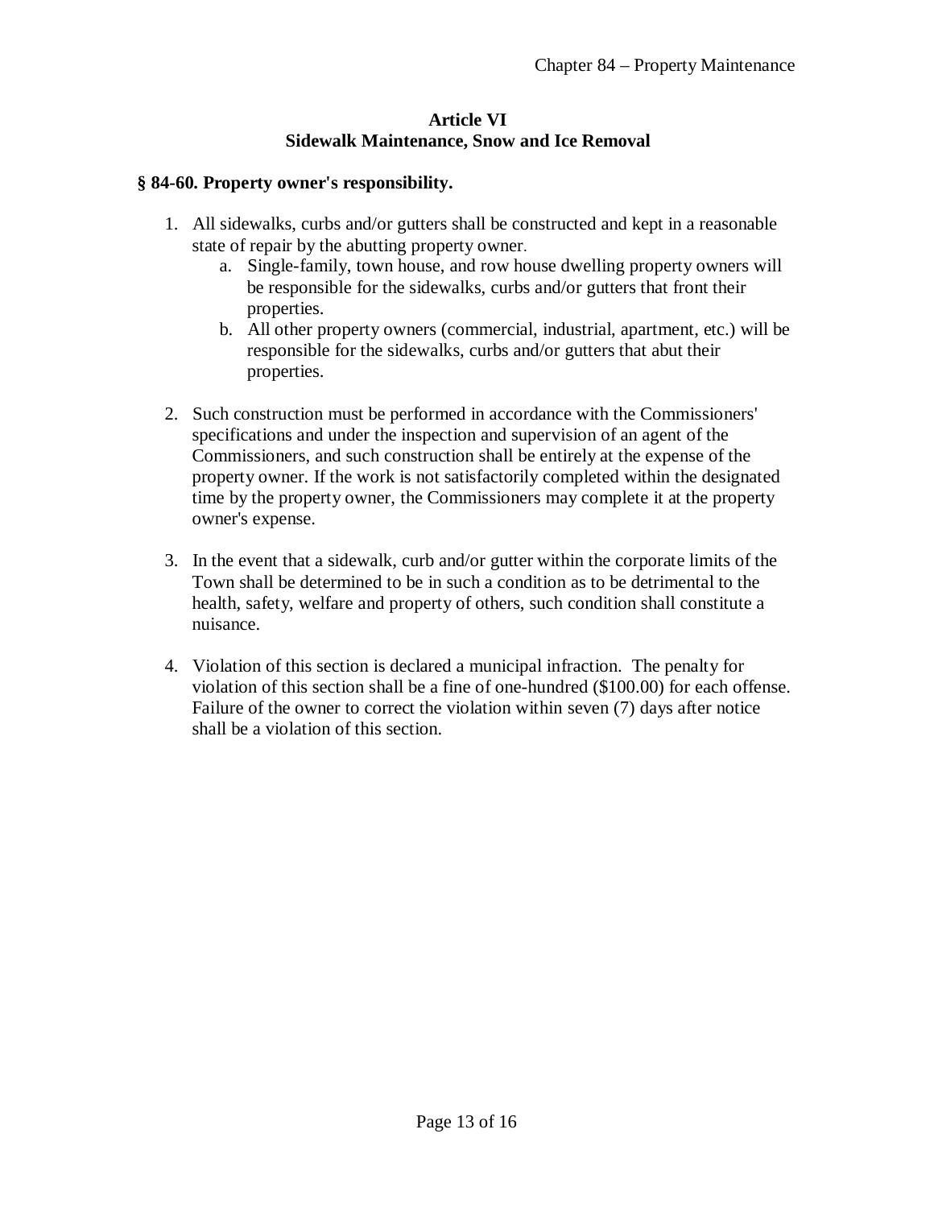## Article VI
## Sidewalk Maintenance, Snow and Ice Removal

### § 84-60. Property owner's responsibility.

1. All sidewalks, curbs and/or gutters shall be constructed and kept in a reasonable state of repair by the abutting property owner.
   a. Single-family, town house, and row house dwelling property owners will be responsible for the sidewalks, curbs and/or gutters that front their properties.
   b. All other property owners (commercial, industrial, apartment, etc.) will be responsible for the sidewalks, curbs and/or gutters that abut their properties.

2. Such construction must be performed in accordance with the Commissioners' specifications and under the inspection and supervision of an agent of the Commissioners, and such construction shall be entirely at the expense of the property owner. If the work is not satisfactorily completed within the designated time by the property owner, the Commissioners may complete it at the property owner's expense.

3. In the event that a sidewalk, curb and/or gutter within the corporate limits of the Town shall be determined to be in such a condition as to be detrimental to the health, safety, welfare and property of others, such condition shall constitute a nuisance.

4. Violation of this section is declared a municipal infraction. The penalty for violation of this section shall be a fine of one-hundred ($100.00) for each offense. Failure of the owner to correct the violation within seven (7) days after notice shall be a violation of this section.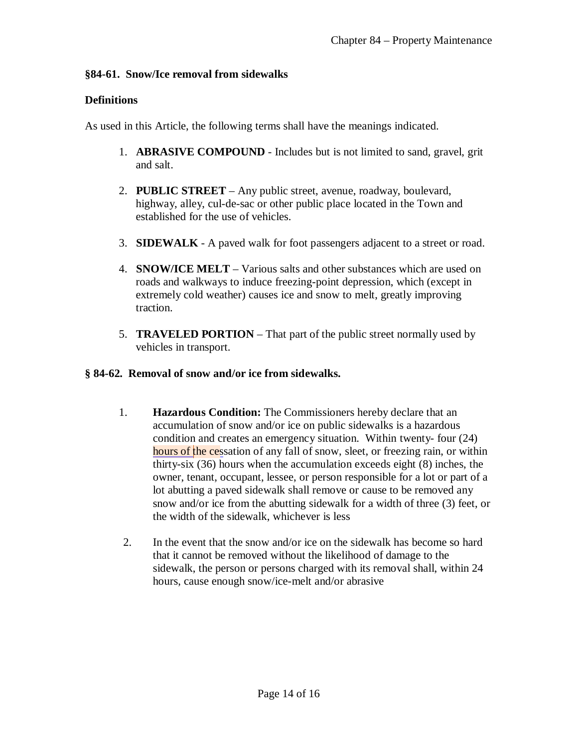### §84-61. Snow/Ice removal from sidewalks

### Definitions

As used in this Article, the following terms shall have the meanings indicated.

1. **ABRASIVE COMPOUND** - Includes but is not limited to sand, gravel, grit and salt.

2. **PUBLIC STREET** – Any public street, avenue, roadway, boulevard, highway, alley, cul-de-sac or other public place located in the Town and established for the use of vehicles.

3. **SIDEWALK** - A paved walk for foot passengers adjacent to a street or road.

4. **SNOW/ICE MELT** – Various salts and other substances which are used on roads and walkways to induce freezing-point depression, which (except in extremely cold weather) causes ice and snow to melt, greatly improving traction.

5. **TRAVELED PORTION** – That part of the public street normally used by vehicles in transport.

### § 84-62. Removal of snow and/or ice from sidewalks.

1. **Hazardous Condition:** The Commissioners hereby declare that an accumulation of snow and/or ice on public sidewalks is a hazardous condition and creates an emergency situation. Within twenty- four (24) hours of the cessation of any fall of snow, sleet, or freezing rain, or within thirty-six (36) hours when the accumulation exceeds eight (8) inches, the owner, tenant, occupant, lessee, or person responsible for a lot or part of a lot abutting a paved sidewalk shall remove or cause to be removed any snow and/or ice from the abutting sidewalk for a width of three (3) feet, or the width of the sidewalk, whichever is less

2. In the event that the snow and/or ice on the sidewalk has become so hard that it cannot be removed without the likelihood of damage to the sidewalk, the person or persons charged with its removal shall, within 24 hours, cause enough snow/ice-melt and/or abrasive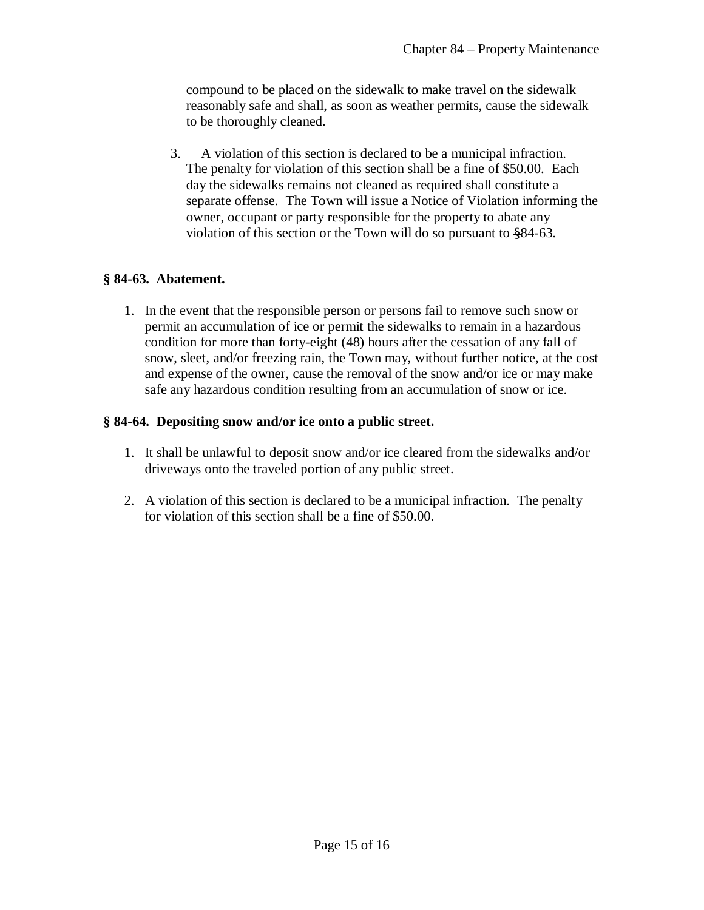compound to be placed on the sidewalk to make travel on the sidewalk reasonably safe and shall, as soon as weather permits, cause the sidewalk to be thoroughly cleaned.

3. A violation of this section is declared to be a municipal infraction. The penalty for violation of this section shall be a fine of $50.00. Each day the sidewalks remains not cleaned as required shall constitute a separate offense. The Town will issue a Notice of Violation informing the owner, occupant or party responsible for the property to abate any violation of this section or the Town will do so pursuant to §84-63.

**§ 84-63. Abatement.**

1. In the event that the responsible person or persons fail to remove such snow or permit an accumulation of ice or permit the sidewalks to remain in a hazardous condition for more than forty-eight (48) hours after the cessation of any fall of snow, sleet, and/or freezing rain, the Town may, without further notice, at the cost and expense of the owner, cause the removal of the snow and/or ice or may make safe any hazardous condition resulting from an accumulation of snow or ice.

**§ 84-64. Depositing snow and/or ice onto a public street.**

1. It shall be unlawful to deposit snow and/or ice cleared from the sidewalks and/or driveways onto the traveled portion of any public street.
2. A violation of this section is declared to be a municipal infraction. The penalty for violation of this section shall be a fine of $50.00.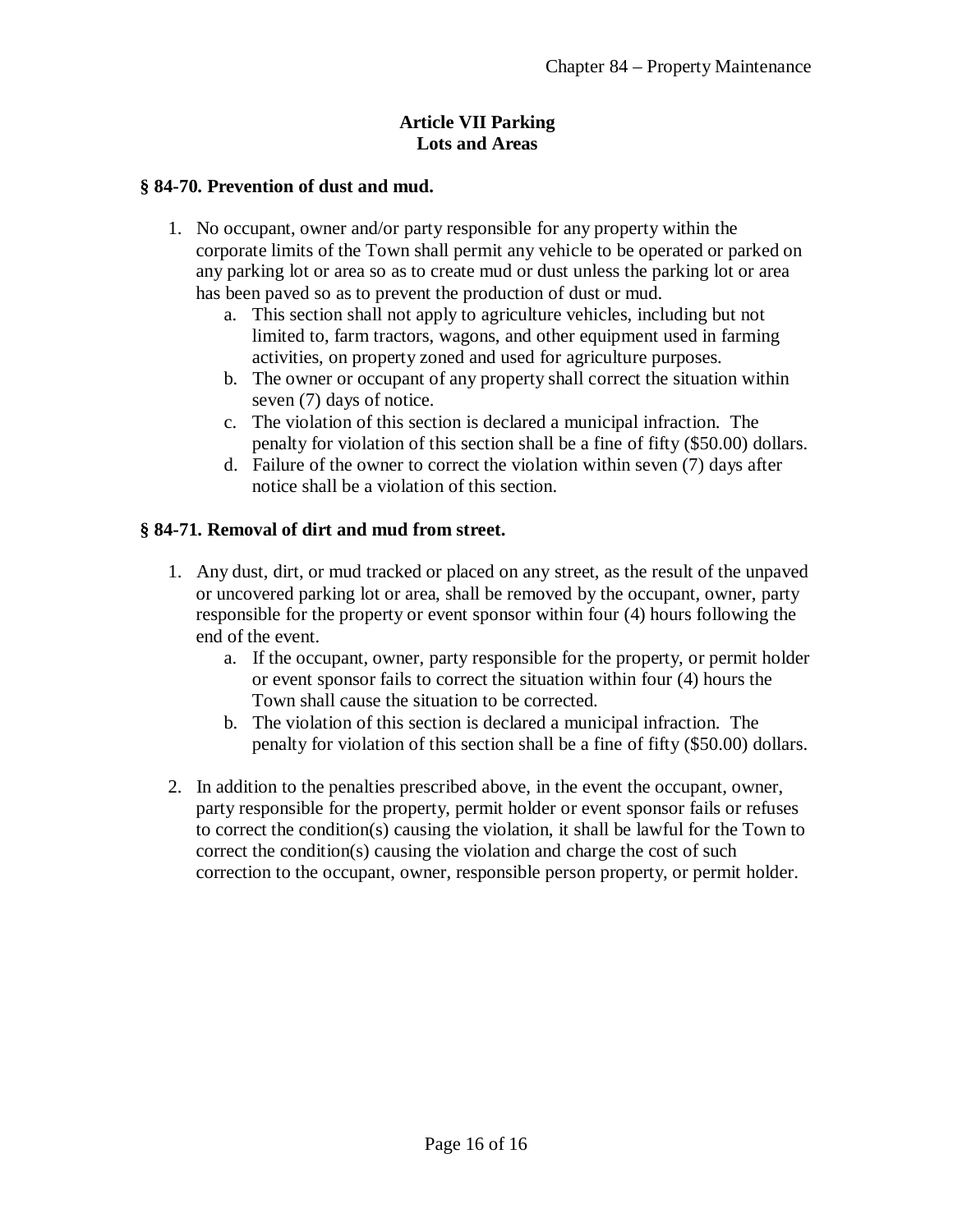## Article VII Parking Lots and Areas

### § 84-70. Prevention of dust and mud.

1. No occupant, owner and/or party responsible for any property within the corporate limits of the Town shall permit any vehicle to be operated or parked on any parking lot or area so as to create mud or dust unless the parking lot or area has been paved so as to prevent the production of dust or mud.
   a. This section shall not apply to agriculture vehicles, including but not limited to, farm tractors, wagons, and other equipment used in farming activities, on property zoned and used for agriculture purposes.
   b. The owner or occupant of any property shall correct the situation within seven (7) days of notice.
   c. The violation of this section is declared a municipal infraction. The penalty for violation of this section shall be a fine of fifty ($50.00) dollars.
   d. Failure of the owner to correct the violation within seven (7) days after notice shall be a violation of this section.

### § 84-71. Removal of dirt and mud from street.

1. Any dust, dirt, or mud tracked or placed on any street, as the result of the unpaved or uncovered parking lot or area, shall be removed by the occupant, owner, party responsible for the property or event sponsor within four (4) hours following the end of the event.
   a. If the occupant, owner, party responsible for the property, or permit holder or event sponsor fails to correct the situation within four (4) hours the Town shall cause the situation to be corrected.
   b. The violation of this section is declared a municipal infraction. The penalty for violation of this section shall be a fine of fifty ($50.00) dollars.

2. In addition to the penalties prescribed above, in the event the occupant, owner, party responsible for the property, permit holder or event sponsor fails or refuses to correct the condition(s) causing the violation, it shall be lawful for the Town to correct the condition(s) causing the violation and charge the cost of such correction to the occupant, owner, responsible person property, or permit holder.